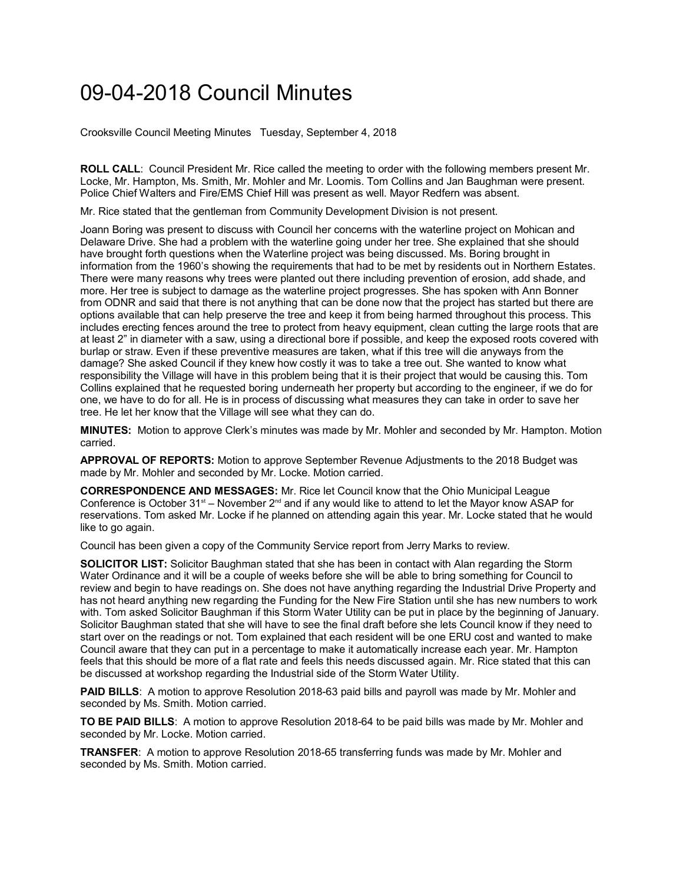# 09-04-2018 Council Minutes

Crooksville Council Meeting Minutes Tuesday, September 4, 2018

**ROLL CALL**: Council President Mr. Rice called the meeting to order with the following members present Mr. Locke, Mr. Hampton, Ms. Smith, Mr. Mohler and Mr. Loomis. Tom Collins and Jan Baughman were present. Police Chief Walters and Fire/EMS Chief Hill was present as well. Mayor Redfern was absent.

Mr. Rice stated that the gentleman from Community Development Division is not present.

Joann Boring was present to discuss with Council her concerns with the waterline project on Mohican and Delaware Drive. She had a problem with the waterline going under her tree. She explained that she should have brought forth questions when the Waterline project was being discussed. Ms. Boring brought in information from the 1960's showing the requirements that had to be met by residents out in Northern Estates. There were many reasons why trees were planted out there including prevention of erosion, add shade, and more. Her tree is subject to damage as the waterline project progresses. She has spoken with Ann Bonner from ODNR and said that there is not anything that can be done now that the project has started but there are options available that can help preserve the tree and keep it from being harmed throughout this process. This includes erecting fences around the tree to protect from heavy equipment, clean cutting the large roots that are at least 2" in diameter with a saw, using a directional bore if possible, and keep the exposed roots covered with burlap or straw. Even if these preventive measures are taken, what if this tree will die anyways from the damage? She asked Council if they knew how costly it was to take a tree out. She wanted to know what responsibility the Village will have in this problem being that it is their project that would be causing this. Tom Collins explained that he requested boring underneath her property but according to the engineer, if we do for one, we have to do for all. He is in process of discussing what measures they can take in order to save her tree. He let her know that the Village will see what they can do.

**MINUTES:** Motion to approve Clerk's minutes was made by Mr. Mohler and seconded by Mr. Hampton. Motion carried.

**APPROVAL OF REPORTS:** Motion to approve September Revenue Adjustments to the 2018 Budget was made by Mr. Mohler and seconded by Mr. Locke. Motion carried.

**CORRESPONDENCE AND MESSAGES:** Mr. Rice let Council know that the Ohio Municipal League Conference is October 31st – November 2nd and if any would like to attend to let the Mayor know ASAP for reservations. Tom asked Mr. Locke if he planned on attending again this year. Mr. Locke stated that he would like to go again.

Council has been given a copy of the Community Service report from Jerry Marks to review.

**SOLICITOR LIST:** Solicitor Baughman stated that she has been in contact with Alan regarding the Storm Water Ordinance and it will be a couple of weeks before she will be able to bring something for Council to review and begin to have readings on. She does not have anything regarding the Industrial Drive Property and has not heard anything new regarding the Funding for the New Fire Station until she has new numbers to work with. Tom asked Solicitor Baughman if this Storm Water Utility can be put in place by the beginning of January. Solicitor Baughman stated that she will have to see the final draft before she lets Council know if they need to start over on the readings or not. Tom explained that each resident will be one ERU cost and wanted to make Council aware that they can put in a percentage to make it automatically increase each year. Mr. Hampton feels that this should be more of a flat rate and feels this needs discussed again. Mr. Rice stated that this can be discussed at workshop regarding the Industrial side of the Storm Water Utility.

**PAID BILLS**: A motion to approve Resolution 2018-63 paid bills and payroll was made by Mr. Mohler and seconded by Ms. Smith. Motion carried.

**TO BE PAID BILLS**: A motion to approve Resolution 2018-64 to be paid bills was made by Mr. Mohler and seconded by Mr. Locke. Motion carried.

**TRANSFER**: A motion to approve Resolution 2018-65 transferring funds was made by Mr. Mohler and seconded by Ms. Smith. Motion carried.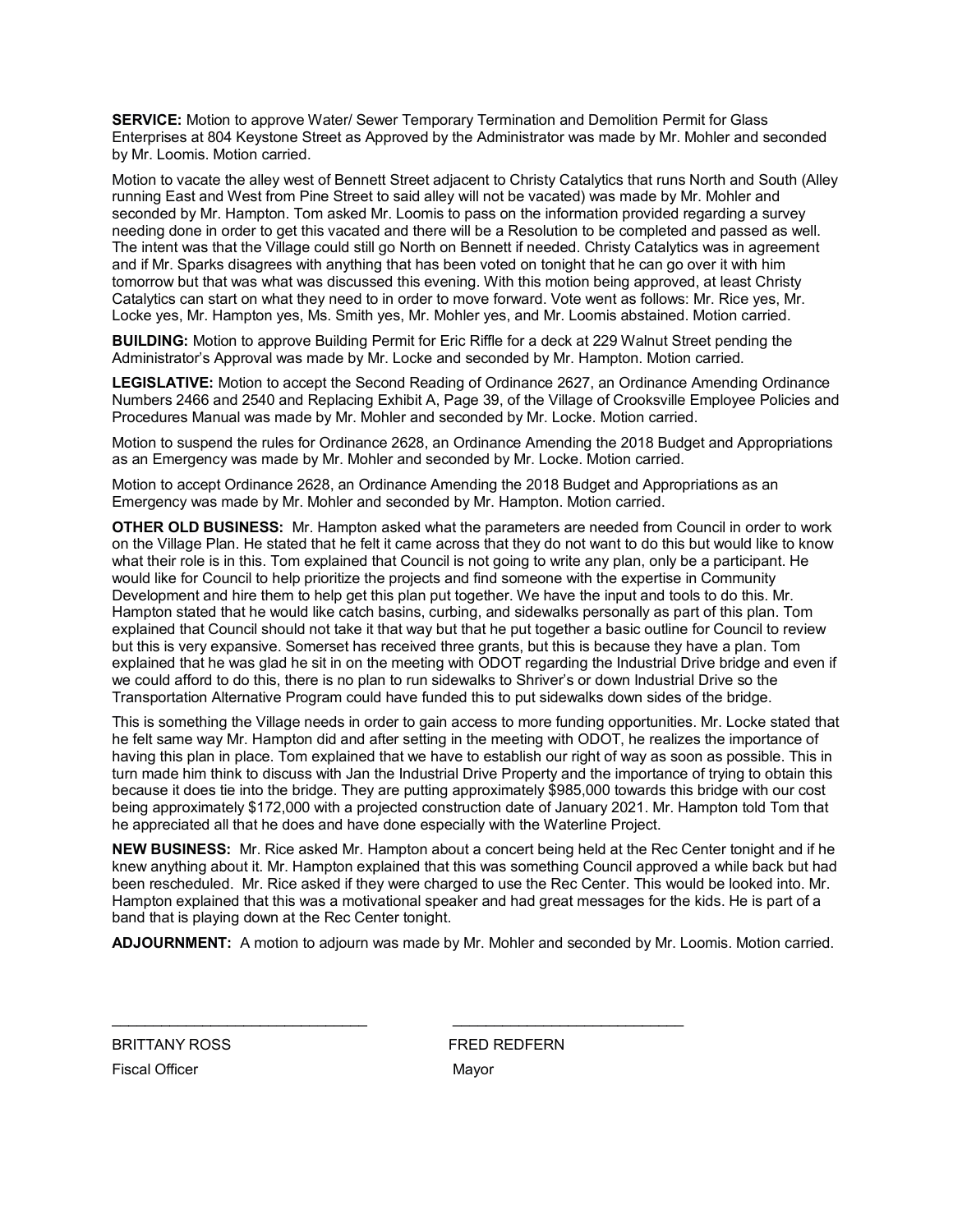**SERVICE:** Motion to approve Water/ Sewer Temporary Termination and Demolition Permit for Glass Enterprises at 804 Keystone Street as Approved by the Administrator was made by Mr. Mohler and seconded by Mr. Loomis. Motion carried.

Motion to vacate the alley west of Bennett Street adjacent to Christy Catalytics that runs North and South (Alley running East and West from Pine Street to said alley will not be vacated) was made by Mr. Mohler and seconded by Mr. Hampton. Tom asked Mr. Loomis to pass on the information provided regarding a survey needing done in order to get this vacated and there will be a Resolution to be completed and passed as well. The intent was that the Village could still go North on Bennett if needed. Christy Catalytics was in agreement and if Mr. Sparks disagrees with anything that has been voted on tonight that he can go over it with him tomorrow but that was what was discussed this evening. With this motion being approved, at least Christy Catalytics can start on what they need to in order to move forward. Vote went as follows: Mr. Rice yes, Mr. Locke yes, Mr. Hampton yes, Ms. Smith yes, Mr. Mohler yes, and Mr. Loomis abstained. Motion carried.

**BUILDING:** Motion to approve Building Permit for Eric Riffle for a deck at 229 Walnut Street pending the Administrator's Approval was made by Mr. Locke and seconded by Mr. Hampton. Motion carried.

**LEGISLATIVE:** Motion to accept the Second Reading of Ordinance 2627, an Ordinance Amending Ordinance Numbers 2466 and 2540 and Replacing Exhibit A, Page 39, of the Village of Crooksville Employee Policies and Procedures Manual was made by Mr. Mohler and seconded by Mr. Locke. Motion carried.

Motion to suspend the rules for Ordinance 2628, an Ordinance Amending the 2018 Budget and Appropriations as an Emergency was made by Mr. Mohler and seconded by Mr. Locke. Motion carried.

Motion to accept Ordinance 2628, an Ordinance Amending the 2018 Budget and Appropriations as an Emergency was made by Mr. Mohler and seconded by Mr. Hampton. Motion carried.

**OTHER OLD BUSINESS:** Mr. Hampton asked what the parameters are needed from Council in order to work on the Village Plan. He stated that he felt it came across that they do not want to do this but would like to know what their role is in this. Tom explained that Council is not going to write any plan, only be a participant. He would like for Council to help prioritize the projects and find someone with the expertise in Community Development and hire them to help get this plan put together. We have the input and tools to do this. Mr. Hampton stated that he would like catch basins, curbing, and sidewalks personally as part of this plan. Tom explained that Council should not take it that way but that he put together a basic outline for Council to review but this is very expansive. Somerset has received three grants, but this is because they have a plan. Tom explained that he was glad he sit in on the meeting with ODOT regarding the Industrial Drive bridge and even if we could afford to do this, there is no plan to run sidewalks to Shriver's or down Industrial Drive so the Transportation Alternative Program could have funded this to put sidewalks down sides of the bridge.

This is something the Village needs in order to gain access to more funding opportunities. Mr. Locke stated that he felt same way Mr. Hampton did and after setting in the meeting with ODOT, he realizes the importance of having this plan in place. Tom explained that we have to establish our right of way as soon as possible. This in turn made him think to discuss with Jan the Industrial Drive Property and the importance of trying to obtain this because it does tie into the bridge. They are putting approximately $985,000 towards this bridge with our cost being approximately $172,000 with a projected construction date of January 2021. Mr. Hampton told Tom that he appreciated all that he does and have done especially with the Waterline Project.

**NEW BUSINESS:** Mr. Rice asked Mr. Hampton about a concert being held at the Rec Center tonight and if he knew anything about it. Mr. Hampton explained that this was something Council approved a while back but had been rescheduled. Mr. Rice asked if they were charged to use the Rec Center. This would be looked into. Mr. Hampton explained that this was a motivational speaker and had great messages for the kids. He is part of a band that is playing down at the Rec Center tonight.

**ADJOURNMENT:** A motion to adjourn was made by Mr. Mohler and seconded by Mr. Loomis. Motion carried.

\_\_\_\_\_\_\_\_\_\_\_\_\_\_\_\_\_\_\_\_\_\_\_\_\_\_\_\_\_\_ \_\_\_\_\_\_\_\_\_\_\_\_\_\_\_\_\_\_\_\_\_\_\_\_\_\_\_\_\_\_

BRITTANY ROSS
Fiscal Officer

FRED REDFERN
Mayor